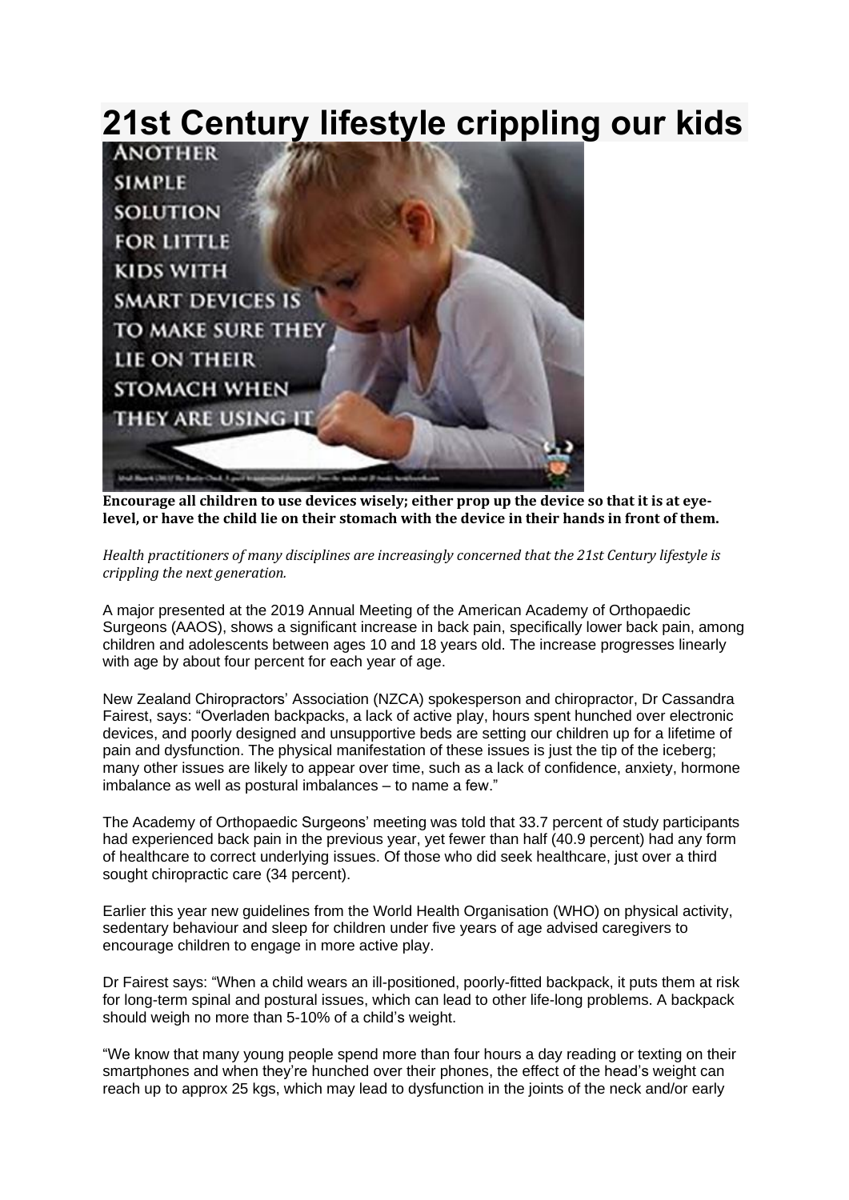# 21st Century lifestyle crippling our kids

**Encourage all children to use devices wisely; either prop up the device so that it is at eye-level, or have the child lie on their stomach with the device in their hands in front of them.**

*Health practitioners of many disciplines are increasingly concerned that the 21st Century lifestyle is crippling the next generation.*

A major presented at the 2019 Annual Meeting of the American Academy of Orthopaedic Surgeons (AAOS), shows a significant increase in back pain, specifically lower back pain, among children and adolescents between ages 10 and 18 years old. The increase progresses linearly with age by about four percent for each year of age.

New Zealand Chiropractors' Association (NZCA) spokesperson and chiropractor, Dr Cassandra Fairest, says: "Overladen backpacks, a lack of active play, hours spent hunched over electronic devices, and poorly designed and unsupportive beds are setting our children up for a lifetime of pain and dysfunction. The physical manifestation of these issues is just the tip of the iceberg; many other issues are likely to appear over time, such as a lack of confidence, anxiety, hormone imbalance as well as postural imbalances – to name a few."

The Academy of Orthopaedic Surgeons' meeting was told that 33.7 percent of study participants had experienced back pain in the previous year, yet fewer than half (40.9 percent) had any form of healthcare to correct underlying issues. Of those who did seek healthcare, just over a third sought chiropractic care (34 percent).

Earlier this year new guidelines from the World Health Organisation (WHO) on physical activity, sedentary behaviour and sleep for children under five years of age advised caregivers to encourage children to engage in more active play.

Dr Fairest says: "When a child wears an ill-positioned, poorly-fitted backpack, it puts them at risk for long-term spinal and postural issues, which can lead to other life-long problems. A backpack should weigh no more than 5-10% of a child's weight.

"We know that many young people spend more than four hours a day reading or texting on their smartphones and when they're hunched over their phones, the effect of the head's weight can reach up to approx 25 kgs, which may lead to dysfunction in the joints of the neck and/or early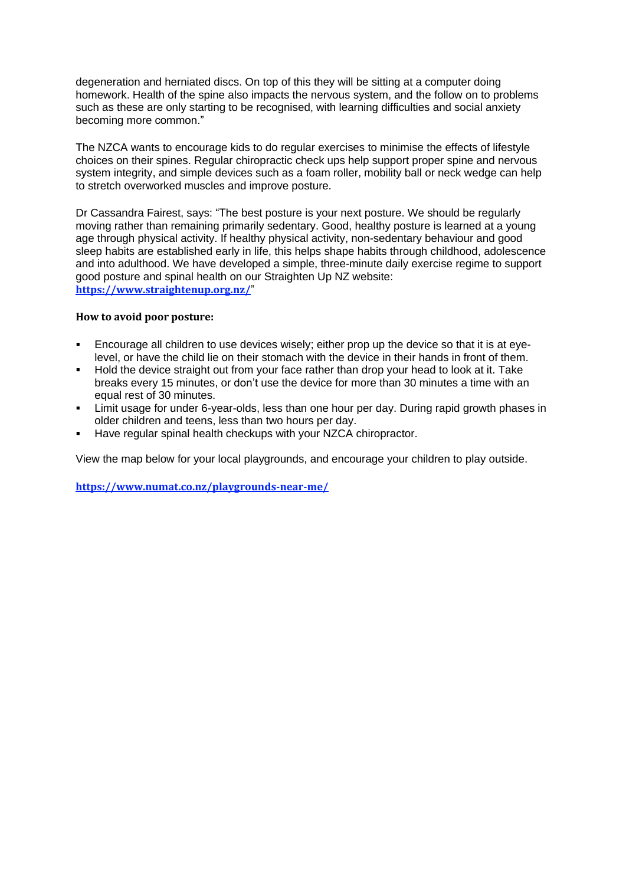degeneration and herniated discs. On top of this they will be sitting at a computer doing homework. Health of the spine also impacts the nervous system, and the follow on to problems such as these are only starting to be recognised, with learning difficulties and social anxiety becoming more common."

The NZCA wants to encourage kids to do regular exercises to minimise the effects of lifestyle choices on their spines. Regular chiropractic check ups help support proper spine and nervous system integrity, and simple devices such as a foam roller, mobility ball or neck wedge can help to stretch overworked muscles and improve posture.

Dr Cassandra Fairest, says: "The best posture is your next posture. We should be regularly moving rather than remaining primarily sedentary. Good, healthy posture is learned at a young age through physical activity. If healthy physical activity, non-sedentary behaviour and good sleep habits are established early in life, this helps shape habits through childhood, adolescence and into adulthood. We have developed a simple, three-minute daily exercise regime to support good posture and spinal health on our Straighten Up NZ website: **https://www.straightenup.org.nz/**"

**How to avoid poor posture:**

- Encourage all children to use devices wisely; either prop up the device so that it is at eye-level, or have the child lie on their stomach with the device in their hands in front of them.
- Hold the device straight out from your face rather than drop your head to look at it. Take breaks every 15 minutes, or don't use the device for more than 30 minutes a time with an equal rest of 30 minutes.
- Limit usage for under 6-year-olds, less than one hour per day. During rapid growth phases in older children and teens, less than two hours per day.
- Have regular spinal health checkups with your NZCA chiropractor.

View the map below for your local playgrounds, and encourage your children to play outside.

**https://www.numat.co.nz/playgrounds-near-me/**